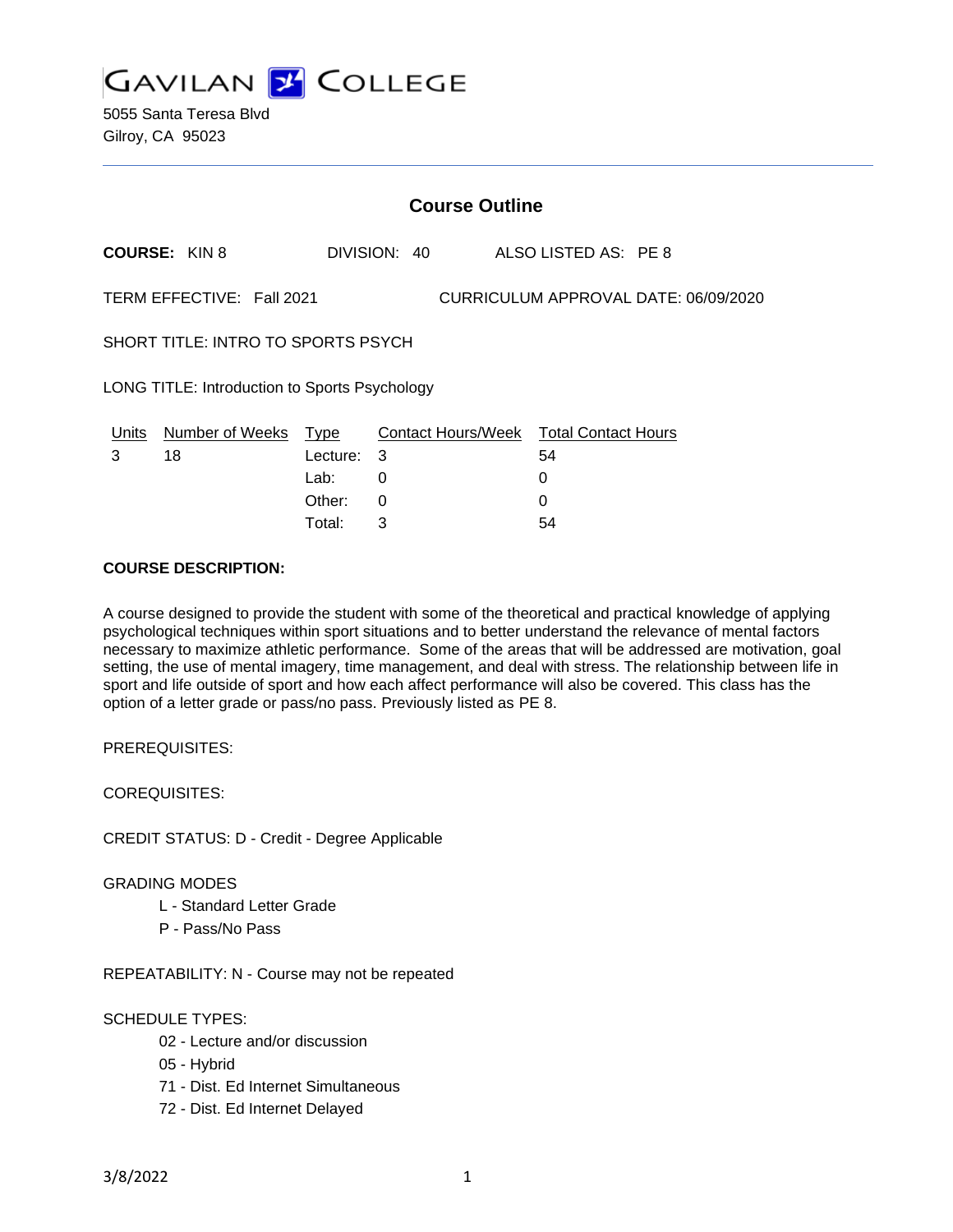# GAVILAN COLLEGE

5055 Santa Teresa Blvd
Gilroy, CA 95023

## Course Outline

**COURSE:** KIN 8 DIVISION: 40 ALSO LISTED AS: PE 8

TERM EFFECTIVE: Fall 2021 CURRICULUM APPROVAL DATE: 06/09/2020

SHORT TITLE: INTRO TO SPORTS PSYCH

LONG TITLE: Introduction to Sports Psychology

| Units | Number of Weeks | Type | Contact Hours/Week | Total Contact Hours |
|---|---|---|---|---|
| 3 | 18 | Lecture: | 3 | 54 |
| | | Lab: | 0 | 0 |
| | | Other: | 0 | 0 |
| | | Total: | 3 | 54 |

**COURSE DESCRIPTION:**

A course designed to provide the student with some of the theoretical and practical knowledge of applying psychological techniques within sport situations and to better understand the relevance of mental factors necessary to maximize athletic performance. Some of the areas that will be addressed are motivation, goal setting, the use of mental imagery, time management, and deal with stress. The relationship between life in sport and life outside of sport and how each affect performance will also be covered. This class has the option of a letter grade or pass/no pass. Previously listed as PE 8.

PREREQUISITES:

COREQUISITES:

CREDIT STATUS: D - Credit - Degree Applicable

GRADING MODES

- L - Standard Letter Grade
- P - Pass/No Pass

REPEATABILITY: N - Course may not be repeated

SCHEDULE TYPES:

- 02 - Lecture and/or discussion
- 05 - Hybrid
- 71 - Dist. Ed Internet Simultaneous
- 72 - Dist. Ed Internet Delayed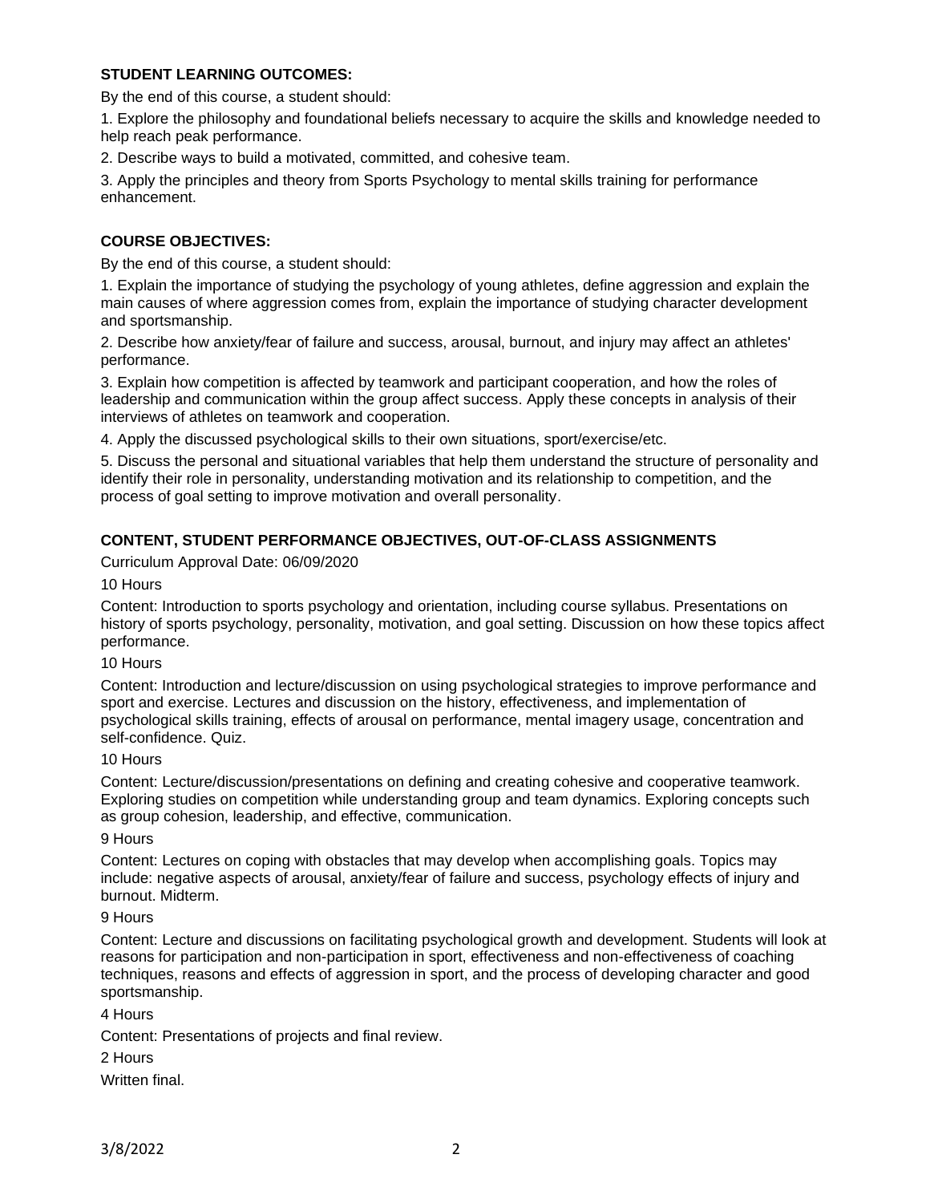### STUDENT LEARNING OUTCOMES:

By the end of this course, a student should:

1. Explore the philosophy and foundational beliefs necessary to acquire the skills and knowledge needed to help reach peak performance.
2. Describe ways to build a motivated, committed, and cohesive team.
3. Apply the principles and theory from Sports Psychology to mental skills training for performance enhancement.

### COURSE OBJECTIVES:

By the end of this course, a student should:

1. Explain the importance of studying the psychology of young athletes, define aggression and explain the main causes of where aggression comes from, explain the importance of studying character development and sportsmanship.
2. Describe how anxiety/fear of failure and success, arousal, burnout, and injury may affect an athletes' performance.
3. Explain how competition is affected by teamwork and participant cooperation, and how the roles of leadership and communication within the group affect success. Apply these concepts in analysis of their interviews of athletes on teamwork and cooperation.
4. Apply the discussed psychological skills to their own situations, sport/exercise/etc.
5. Discuss the personal and situational variables that help them understand the structure of personality and identify their role in personality, understanding motivation and its relationship to competition, and the process of goal setting to improve motivation and overall personality.

### CONTENT, STUDENT PERFORMANCE OBJECTIVES, OUT-OF-CLASS ASSIGNMENTS

Curriculum Approval Date: 06/09/2020

10 Hours

Content: Introduction to sports psychology and orientation, including course syllabus. Presentations on history of sports psychology, personality, motivation, and goal setting. Discussion on how these topics affect performance.

10 Hours

Content: Introduction and lecture/discussion on using psychological strategies to improve performance and sport and exercise. Lectures and discussion on the history, effectiveness, and implementation of psychological skills training, effects of arousal on performance, mental imagery usage, concentration and self-confidence. Quiz.

10 Hours

Content: Lecture/discussion/presentations on defining and creating cohesive and cooperative teamwork. Exploring studies on competition while understanding group and team dynamics. Exploring concepts such as group cohesion, leadership, and effective, communication.

9 Hours

Content: Lectures on coping with obstacles that may develop when accomplishing goals. Topics may include: negative aspects of arousal, anxiety/fear of failure and success, psychology effects of injury and burnout. Midterm.

9 Hours

Content: Lecture and discussions on facilitating psychological growth and development. Students will look at reasons for participation and non-participation in sport, effectiveness and non-effectiveness of coaching techniques, reasons and effects of aggression in sport, and the process of developing character and good sportsmanship.

4 Hours

Content: Presentations of projects and final review.

2 Hours

Written final.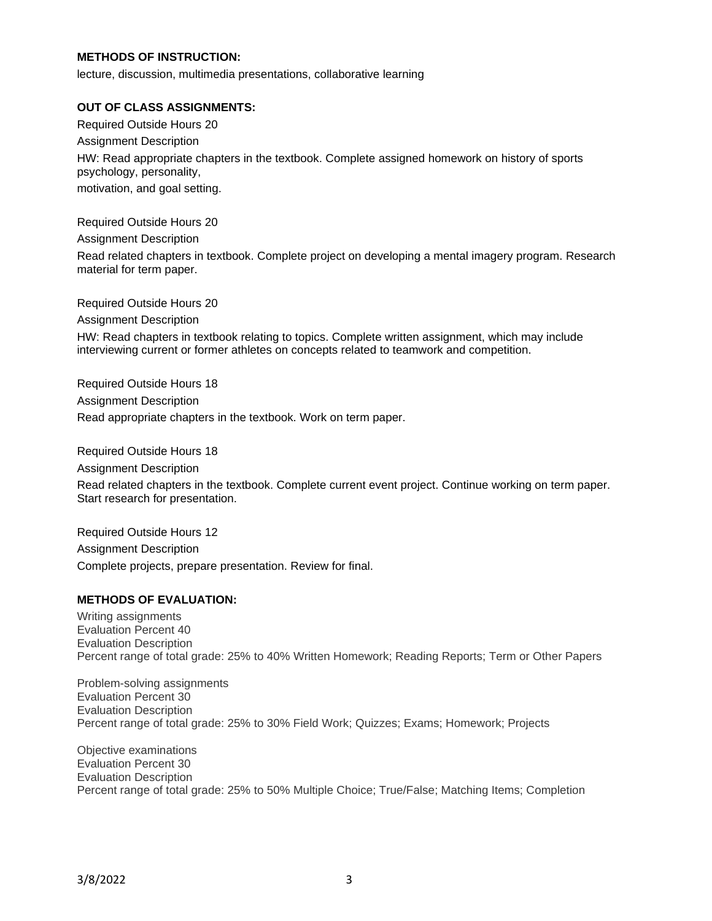**METHODS OF INSTRUCTION:**

lecture, discussion, multimedia presentations, collaborative learning

**OUT OF CLASS ASSIGNMENTS:**

Required Outside Hours 20

Assignment Description

HW: Read appropriate chapters in the textbook. Complete assigned homework on history of sports psychology, personality,

motivation, and goal setting.

Required Outside Hours 20

Assignment Description

Read related chapters in textbook. Complete project on developing a mental imagery program. Research material for term paper.

Required Outside Hours 20

Assignment Description

HW: Read chapters in textbook relating to topics. Complete written assignment, which may include interviewing current or former athletes on concepts related to teamwork and competition.

Required Outside Hours 18

Assignment Description

Read appropriate chapters in the textbook. Work on term paper.

Required Outside Hours 18

Assignment Description

Read related chapters in the textbook. Complete current event project. Continue working on term paper. Start research for presentation.

Required Outside Hours 12

Assignment Description

Complete projects, prepare presentation. Review for final.

**METHODS OF EVALUATION:**

Writing assignments
Evaluation Percent 40
Evaluation Description
Percent range of total grade: 25% to 40% Written Homework; Reading Reports; Term or Other Papers

Problem-solving assignments
Evaluation Percent 30
Evaluation Description
Percent range of total grade: 25% to 30% Field Work; Quizzes; Exams; Homework; Projects

Objective examinations
Evaluation Percent 30
Evaluation Description
Percent range of total grade: 25% to 50% Multiple Choice; True/False; Matching Items; Completion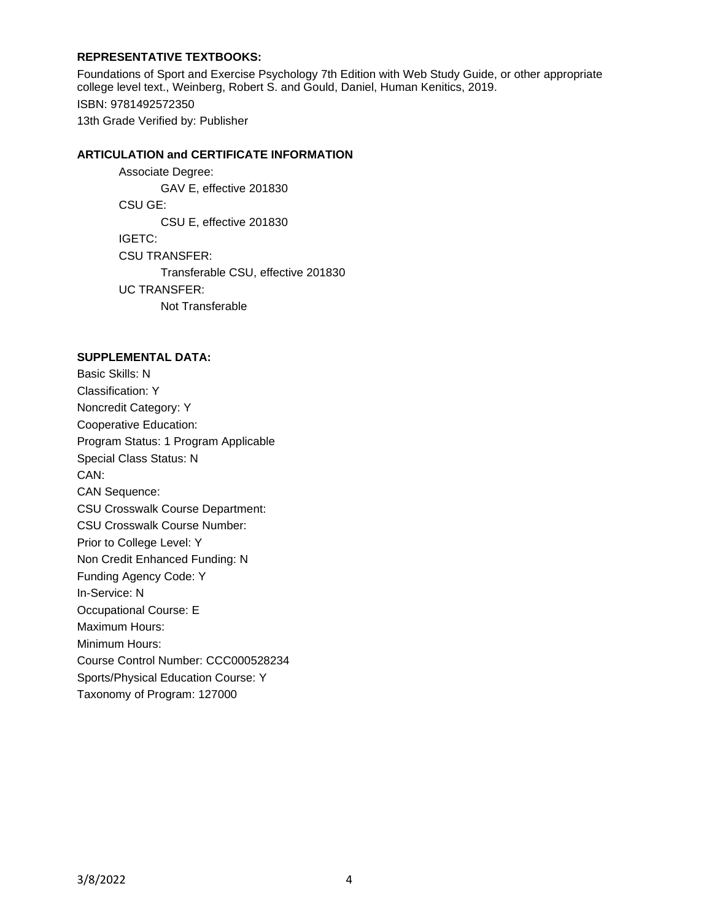**REPRESENTATIVE TEXTBOOKS:**

Foundations of Sport and Exercise Psychology 7th Edition with Web Study Guide, or other appropriate college level text., Weinberg, Robert S. and Gould, Daniel, Human Kenitics, 2019.

ISBN: 9781492572350

13th Grade Verified by: Publisher

**ARTICULATION and CERTIFICATE INFORMATION**

Associate Degree:
GAV E, effective 201830

CSU GE:
CSU E, effective 201830

IGETC:

CSU TRANSFER:
Transferable CSU, effective 201830

UC TRANSFER:
Not Transferable

**SUPPLEMENTAL DATA:**

Basic Skills: N
Classification: Y
Noncredit Category: Y
Cooperative Education:
Program Status: 1 Program Applicable
Special Class Status: N
CAN:
CAN Sequence:
CSU Crosswalk Course Department:
CSU Crosswalk Course Number:
Prior to College Level: Y
Non Credit Enhanced Funding: N
Funding Agency Code: Y
In-Service: N
Occupational Course: E
Maximum Hours:
Minimum Hours:
Course Control Number: CCC000528234
Sports/Physical Education Course: Y
Taxonomy of Program: 127000